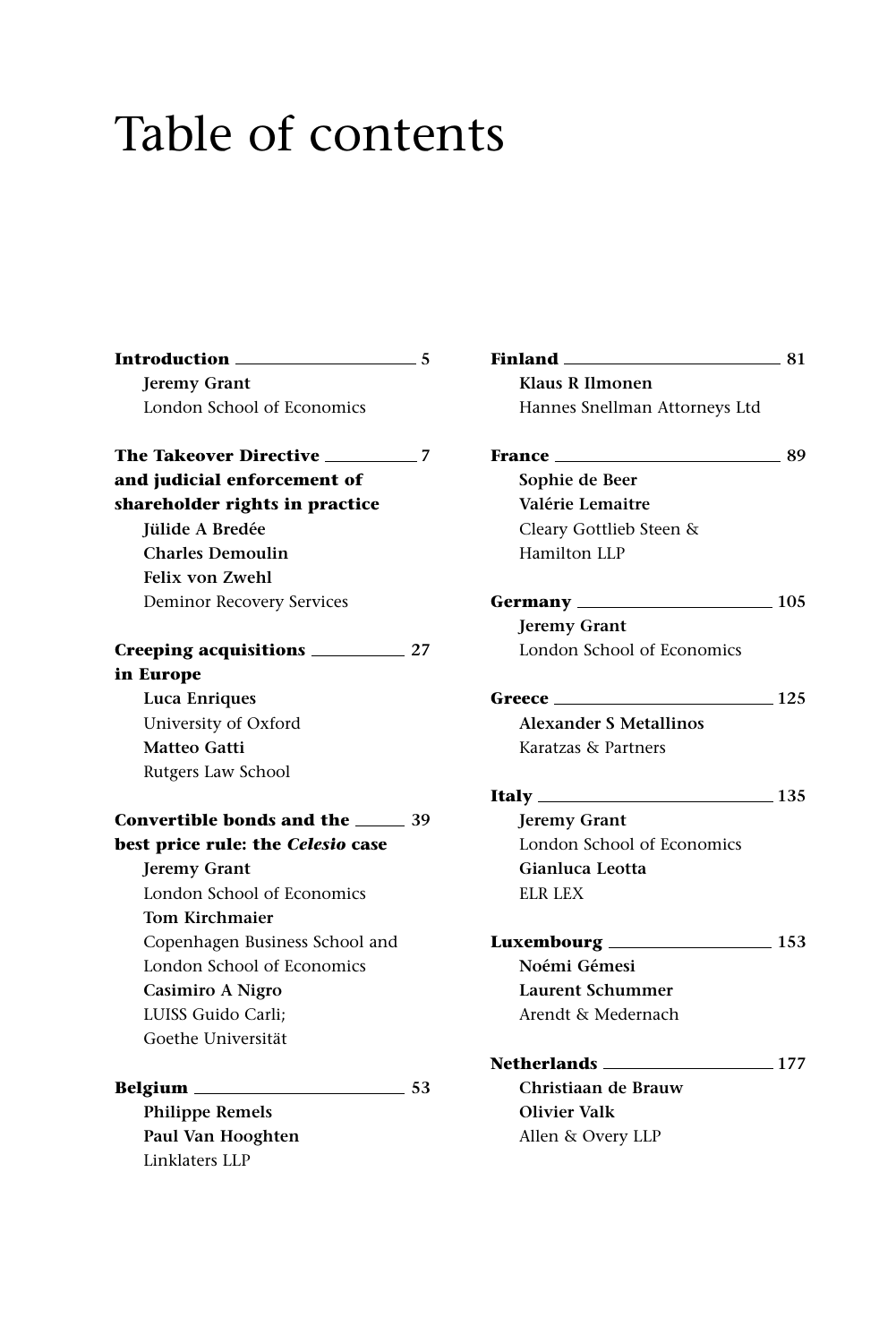# Table of contents

**Introduction** 5
Jeremy Grant
London School of Economics

**The Takeover Directive and judicial enforcement of shareholder rights in practice** 7
Jülide A Bredée
Charles Demoulin
Felix von Zwehl
Deminor Recovery Services

**Creeping acquisitions in Europe** 27
Luca Enriques
University of Oxford
Matteo Gatti
Rutgers Law School

**Convertible bonds and the best price rule: the *Celesio* case** 39
Jeremy Grant
London School of Economics
Tom Kirchmaier
Copenhagen Business School and London School of Economics
Casimiro A Nigro
LUISS Guido Carli;
Goethe Universität

**Belgium** 53
Philippe Remels
Paul Van Hooghten
Linklaters LLP

**Finland** 81
Klaus R Ilmonen
Hannes Snellman Attorneys Ltd

**France** 89
Sophie de Beer
Valérie Lemaitre
Cleary Gottlieb Steen & Hamilton LLP

**Germany** 105
Jeremy Grant
London School of Economics

**Greece** 125
Alexander S Metallinos
Karatzas & Partners

**Italy** 135
Jeremy Grant
London School of Economics
Gianluca Leotta
ELR LEX

**Luxembourg** 153
Noémi Gémesi
Laurent Schummer
Arendt & Medernach

**Netherlands** 177
Christiaan de Brauw
Olivier Valk
Allen & Overy LLP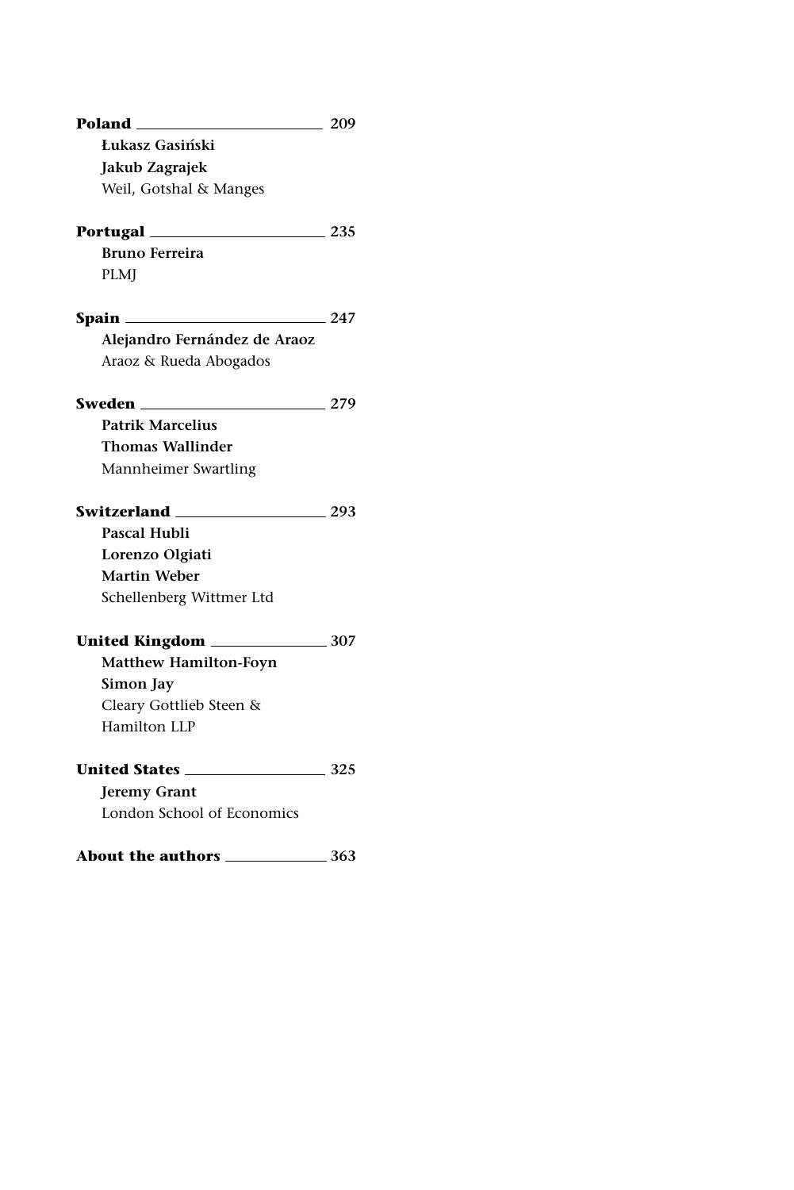**Poland** 209
**Łukasz Gasiński**
**Jakub Zagrajek**
Weil, Gotshal & Manges

**Portugal** 235
**Bruno Ferreira**
PLMJ

**Spain** 247
**Alejandro Fernández de Araoz**
Araoz & Rueda Abogados

**Sweden** 279
**Patrik Marcelius**
**Thomas Wallinder**
Mannheimer Swartling

**Switzerland** 293
**Pascal Hubli**
**Lorenzo Olgiati**
**Martin Weber**
Schellenberg Wittmer Ltd

**United Kingdom** 307
**Matthew Hamilton-Foyn**
**Simon Jay**
Cleary Gottlieb Steen & Hamilton LLP

**United States** 325
**Jeremy Grant**
London School of Economics

**About the authors** 363